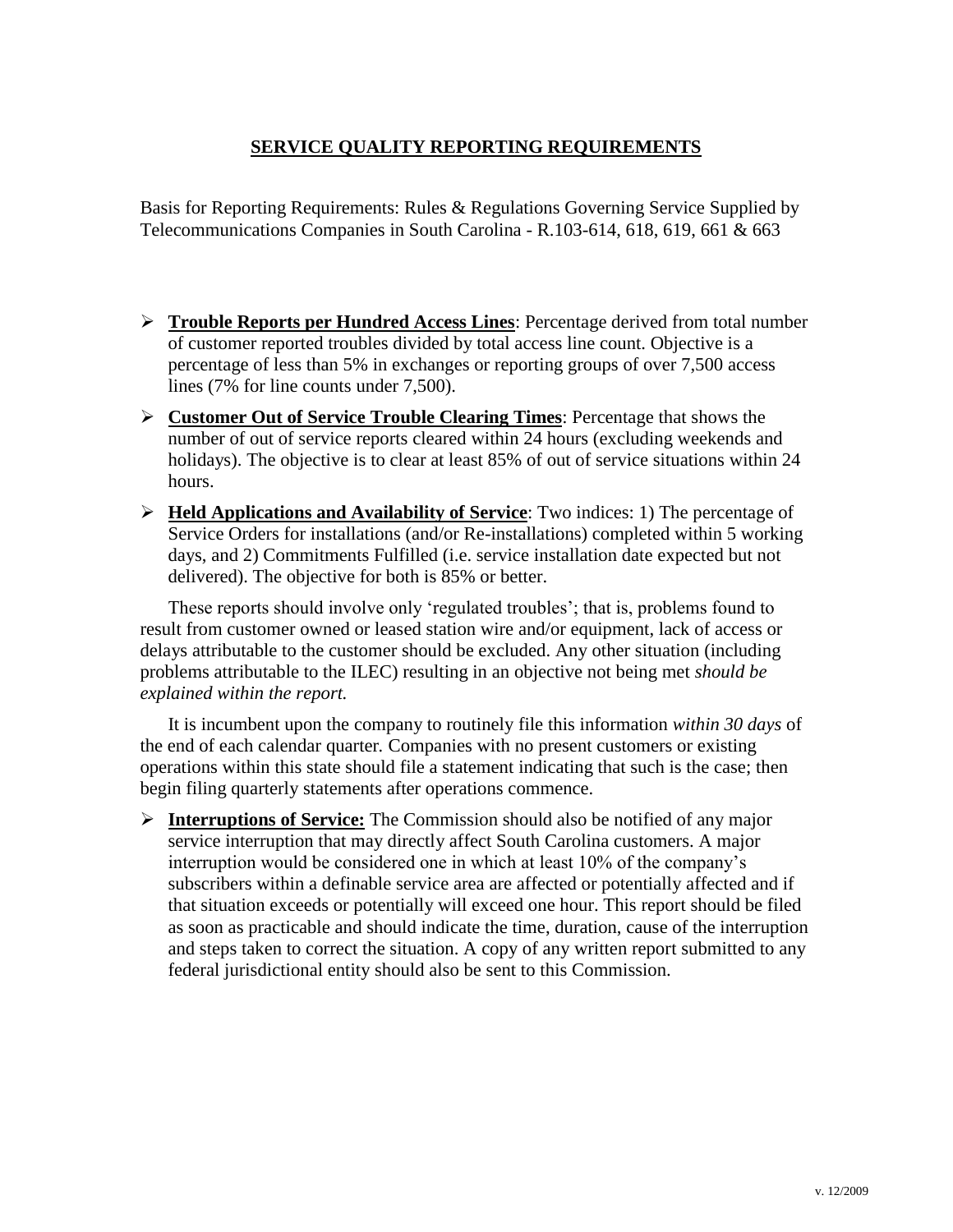# SERVICE QUALITY REPORTING REQUIREMENTS

Basis for Reporting Requirements: Rules & Regulations Governing Service Supplied by Telecommunications Companies in South Carolina - R.103-614, 618, 619, 661 & 663

- **Trouble Reports per Hundred Access Lines**: Percentage derived from total number of customer reported troubles divided by total access line count. Objective is a percentage of less than 5% in exchanges or reporting groups of over 7,500 access lines (7% for line counts under 7,500).
- **Customer Out of Service Trouble Clearing Times**: Percentage that shows the number of out of service reports cleared within 24 hours (excluding weekends and holidays). The objective is to clear at least 85% of out of service situations within 24 hours.
- **Held Applications and Availability of Service**: Two indices: 1) The percentage of Service Orders for installations (and/or Re-installations) completed within 5 working days, and 2) Commitments Fulfilled (i.e. service installation date expected but not delivered). The objective for both is 85% or better.

These reports should involve only 'regulated troubles'; that is, problems found to result from customer owned or leased station wire and/or equipment, lack of access or delays attributable to the customer should be excluded. Any other situation (including problems attributable to the ILEC) resulting in an objective not being met *should be explained within the report.*

It is incumbent upon the company to routinely file this information *within 30 days* of the end of each calendar quarter. Companies with no present customers or existing operations within this state should file a statement indicating that such is the case; then begin filing quarterly statements after operations commence.

- **Interruptions of Service:** The Commission should also be notified of any major service interruption that may directly affect South Carolina customers. A major interruption would be considered one in which at least 10% of the company's subscribers within a definable service area are affected or potentially affected and if that situation exceeds or potentially will exceed one hour. This report should be filed as soon as practicable and should indicate the time, duration, cause of the interruption and steps taken to correct the situation. A copy of any written report submitted to any federal jurisdictional entity should also be sent to this Commission.

v. 12/2009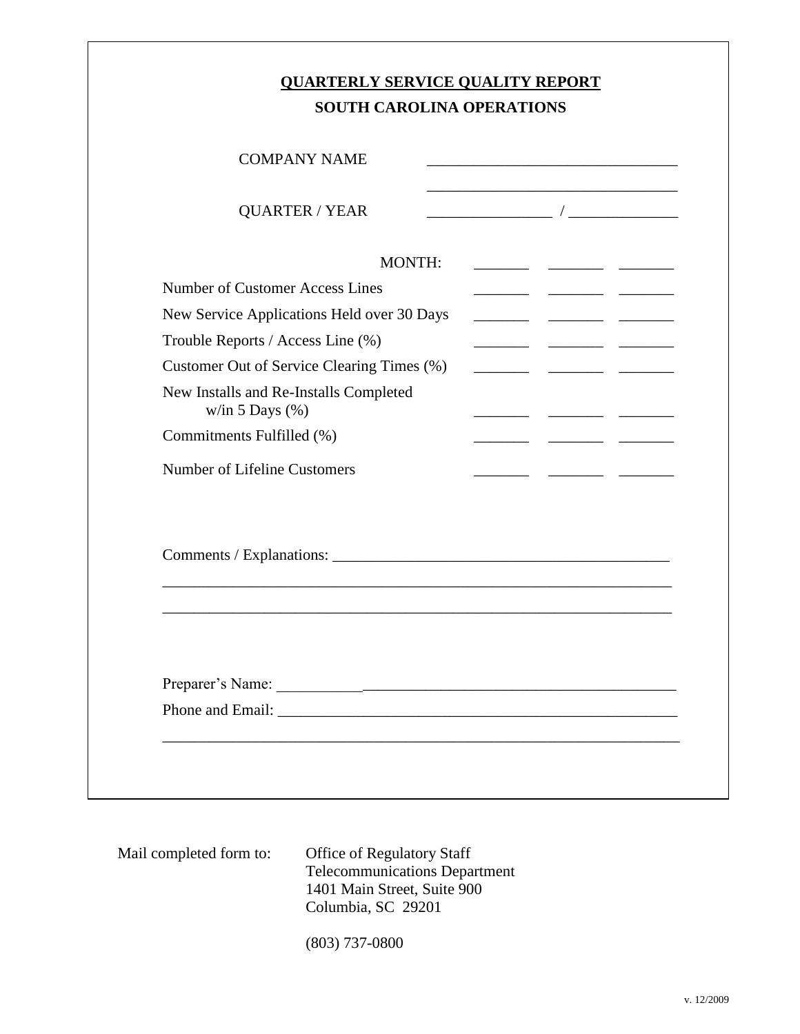# QUARTERLY SERVICE QUALITY REPORT

## SOUTH CAROLINA OPERATIONS

COMPANY NAME ________________________________

________________________________

QUARTER / YEAR ________________ / ______________

| MONTH: | _______ | _______ | _______ |
|---|---|---|---|
| Number of Customer Access Lines | _______ | _______ | _______ |
| New Service Applications Held over 30 Days | _______ | _______ | _______ |
| Trouble Reports / Access Line (%) | _______ | _______ | _______ |
| Customer Out of Service Clearing Times (%) | _______ | _______ | _______ |
| New Installs and Re-Installs Completed w/in 5 Days (%) | _______ | _______ | _______ |
| Commitments Fulfilled (%) | _______ | _______ | _______ |
| Number of Lifeline Customers | _______ | _______ | _______ |

Comments / Explanations: ___________________________________________

_________________________________________________________________

_________________________________________________________________

Preparer's Name: _________________________________________________

Phone and Email: _________________________________________________

_________________________________________________________________

Mail completed form to:

Office of Regulatory Staff
Telecommunications Department
1401 Main Street, Suite 900
Columbia, SC 29201

(803) 737-0800

v. 12/2009